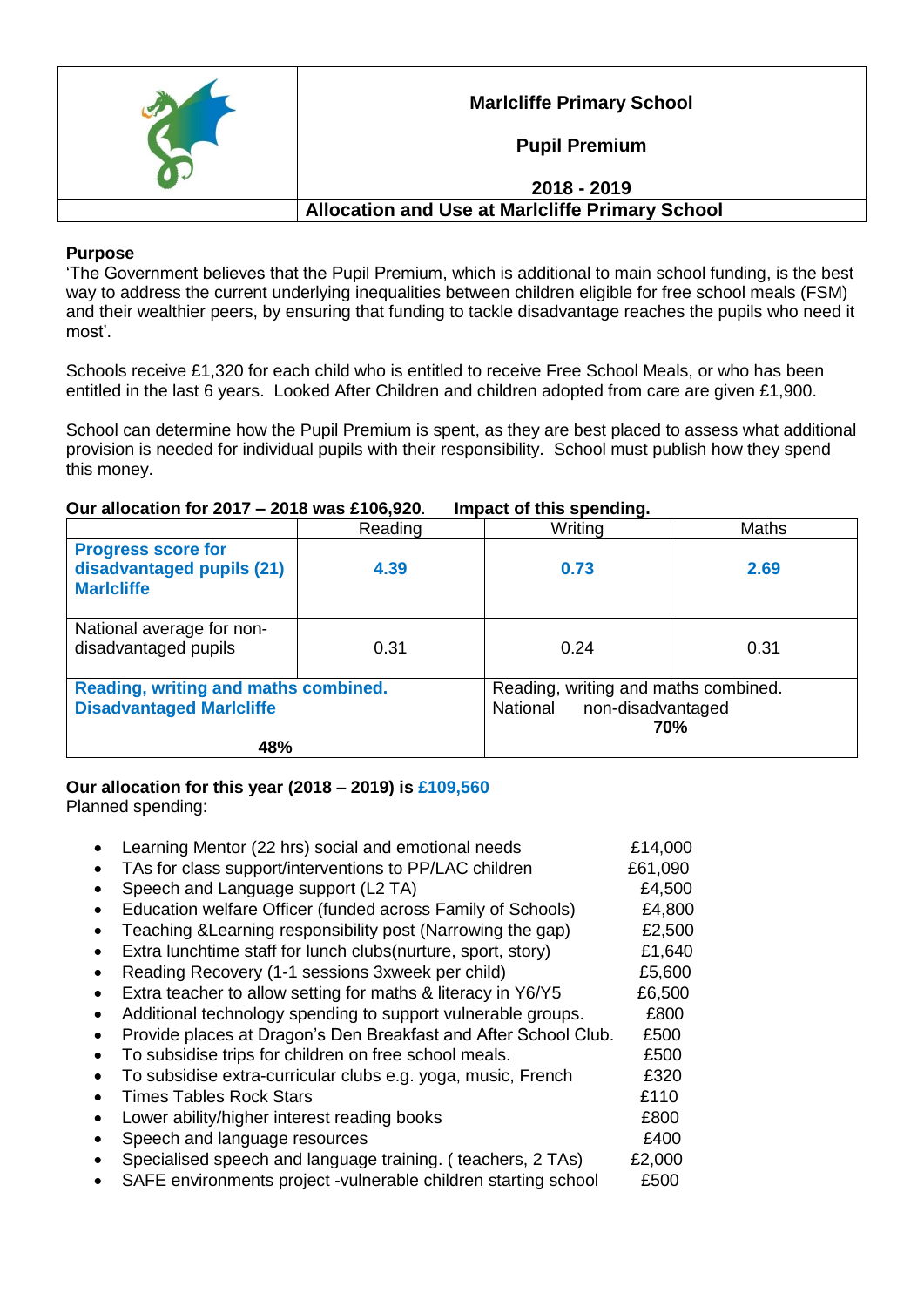| | Marlcliffe Primary School<br><br>Pupil Premium<br><br>2018 - 2019 |
|---|---|
| | **Allocation and Use at Marlcliffe Primary School** |

**Purpose**

'The Government believes that the Pupil Premium, which is additional to main school funding, is the best way to address the current underlying inequalities between children eligible for free school meals (FSM) and their wealthier peers, by ensuring that funding to tackle disadvantage reaches the pupils who need it most'.

Schools receive £1,320 for each child who is entitled to receive Free School Meals, or who has been entitled in the last 6 years. Looked After Children and children adopted from care are given £1,900.

School can determine how the Pupil Premium is spent, as they are best placed to assess what additional provision is needed for individual pupils with their responsibility. School must publish how they spend this money.

**Our allocation for 2017 – 2018 was £106,920. Impact of this spending.**

| | Reading | Writing | Maths |
|---|---|---|---|
| **Progress score for disadvantaged pupils (21) Marlcliffe** | **4.39** | **0.73** | **2.69** |
| National average for non-disadvantaged pupils | 0.31 | 0.24 | 0.31 |
| **Reading, writing and maths combined. Disadvantaged Marlcliffe 48%** | | Reading, writing and maths combined. National non-disadvantaged **70%** | |

**Our allocation for this year (2018 – 2019) is £109,560**

Planned spending:

- Learning Mentor (22 hrs) social and emotional needs £14,000
- TAs for class support/interventions to PP/LAC children £61,090
- Speech and Language support (L2 TA) £4,500
- Education welfare Officer (funded across Family of Schools) £4,800
- Teaching &Learning responsibility post (Narrowing the gap) £2,500
- Extra lunchtime staff for lunch clubs(nurture, sport, story) £1,640
- Reading Recovery (1-1 sessions 3xweek per child) £5,600
- Extra teacher to allow setting for maths & literacy in Y6/Y5 £6,500
- Additional technology spending to support vulnerable groups. £800
- Provide places at Dragon's Den Breakfast and After School Club. £500
- To subsidise trips for children on free school meals. £500
- To subsidise extra-curricular clubs e.g. yoga, music, French £320
- Times Tables Rock Stars £110
- Lower ability/higher interest reading books £800
- Speech and language resources £400
- Specialised speech and language training. ( teachers, 2 TAs) £2,000
- SAFE environments project -vulnerable children starting school £500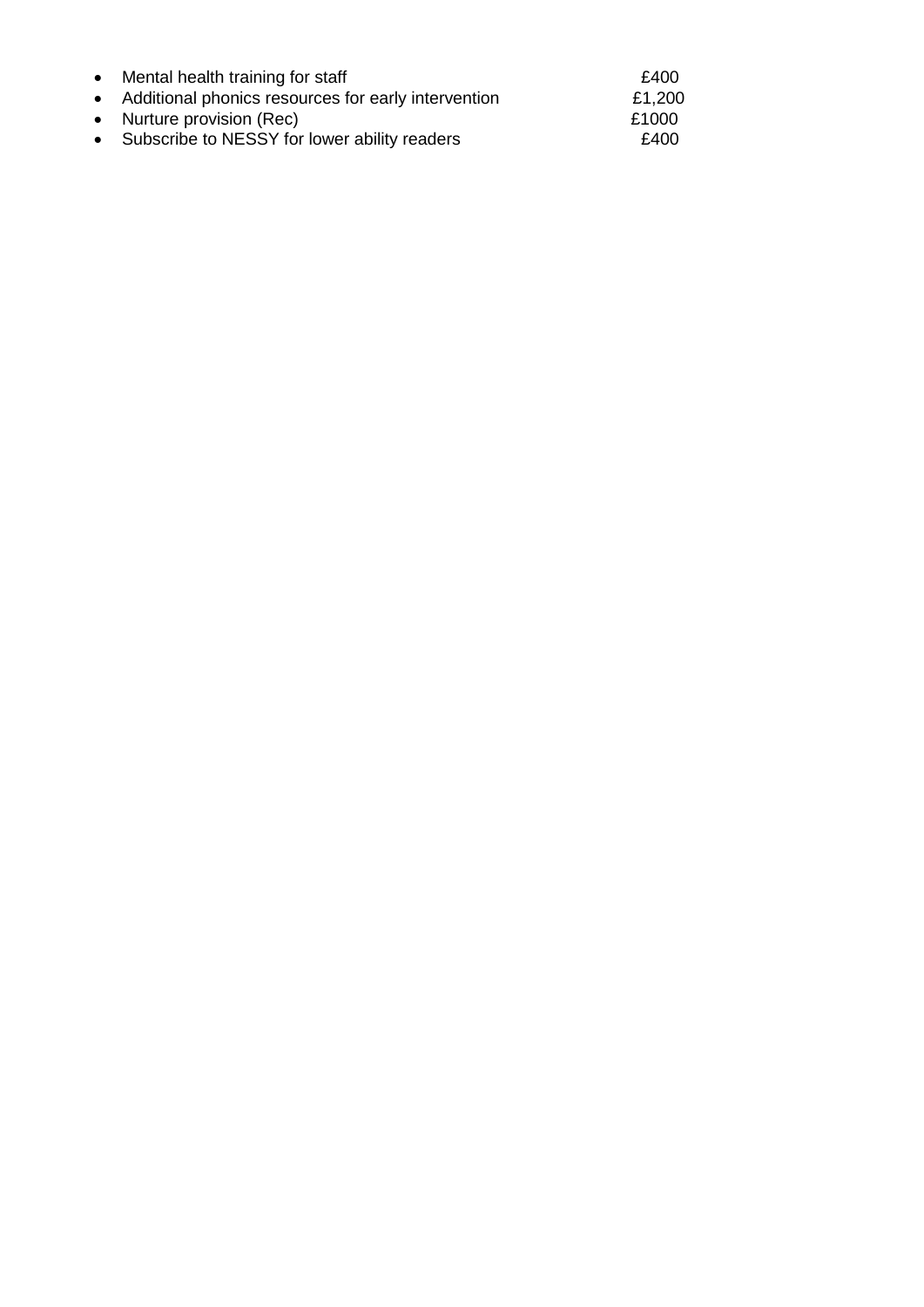- Mental health training for staff £400
- Additional phonics resources for early intervention £1,200
- Nurture provision (Rec) £1000
- Subscribe to NESSY for lower ability readers £400